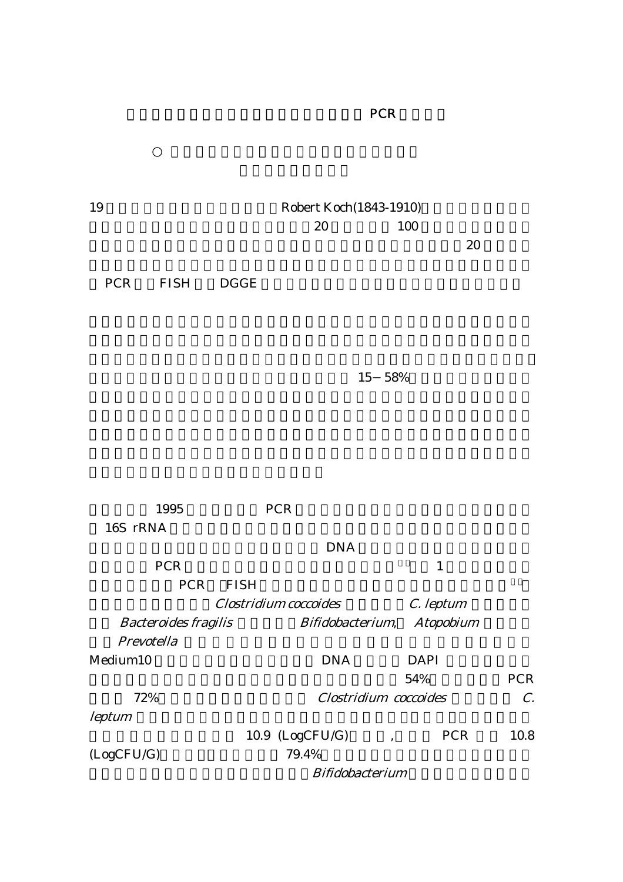# PCR

○

19 Robert Koch(1843-1910) 20 100 20 PCR FISH DGGE

15−58%

1995 PCR 16S rRNA DNA PCR 1 PCR FISH *Clostridium coccoides* *C. leptum* *Bacteroides fragilis* *Bifidobacterium*, *Atopobium* *Prevotella* Medium10 DNA DAPI 54% PCR 72% *Clostridium coccoides* *C. leptum* 10.9 (LogCFU/G) , PCR 10.8 (LogCFU/G) 79.4% *Bifidobacterium*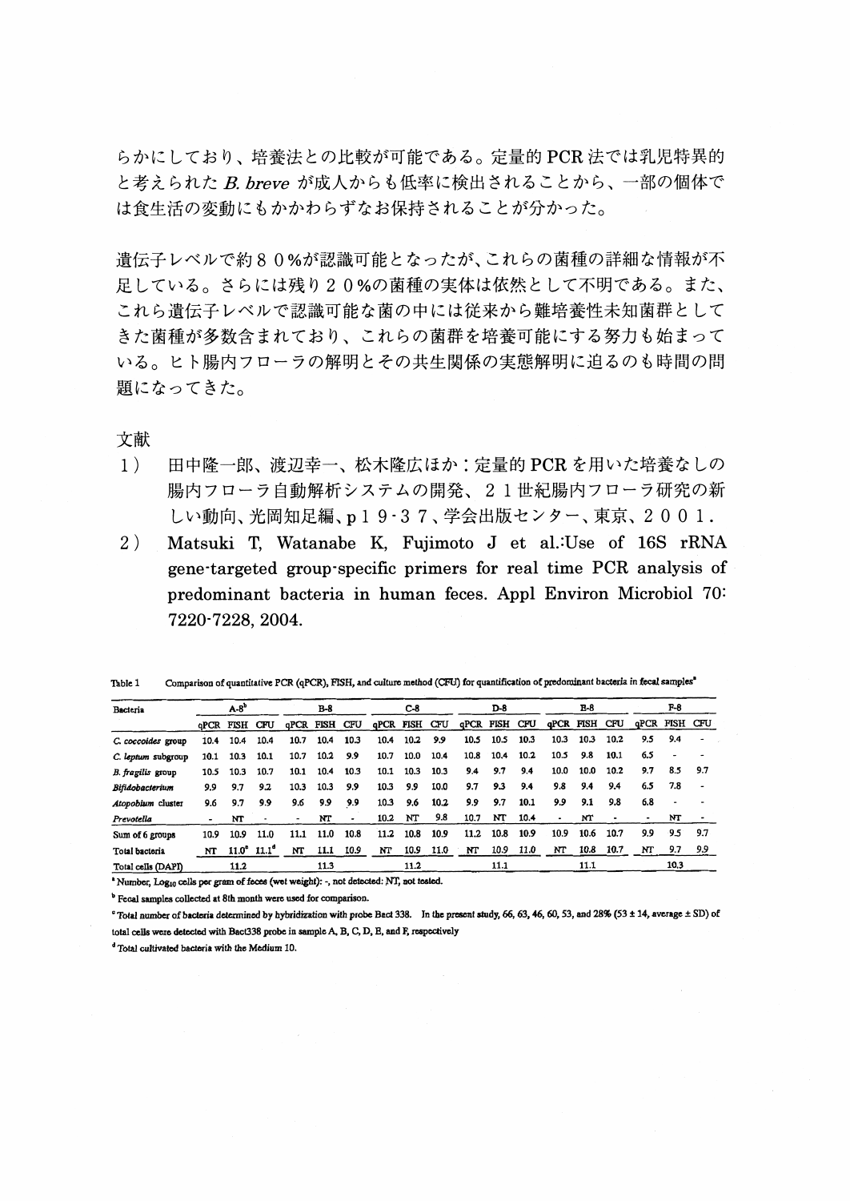らかにしており、培養法との比較が可能である。定量的 PCR 法では乳児特異的と考えられた *B. breve* が成人からも低率に検出されることから、一部の個体では食生活の変動にもかかわらずなお保持されることが分かった。

遺伝子レベルで約８０%が認識可能となったが、これらの菌種の詳細な情報が不足している。さらには残り２０%の菌種の実体は依然として不明である。また、これら遺伝子レベルで認識可能な菌の中には従来から難培養性未知菌群としてきた菌種が多数含まれており、これらの菌群を培養可能にする努力も始まっている。ヒト腸内フローラの解明とその共生関係の実態解明に迫るのも時間の問題になってきた。

文献

1） 田中隆一郎、渡辺幸一、松木隆広ほか：定量的 PCR を用いた培養なしの腸内フローラ自動解析システムの開発、２１世紀腸内フローラ研究の新しい動向、光岡知足編、p１９-３７、学会出版センター、東京、２００１.

2） Matsuki T, Watanabe K, Fujimoto J et al.:Use of 16S rRNA gene-targeted group-specific primers for real time PCR analysis of predominant bacteria in human feces. Appl Environ Microbiol 70: 7220-7228, 2004.

Table 1　Comparison of quantitative PCR (qPCR), FISH, and culture method (CFU) for quantification of predominant bacteria in fecal samples[a]

| Bacteria | A-8[b] | | | B-8 | | | C-8 | | | D-8 | | | E-8 | | | F-8 | | |
|---|---|---|---|---|---|---|---|---|---|---|---|---|---|---|---|---|---|---|
| | qPCR | FISH | CFU | qPCR | FISH | CFU | qPCR | FISH | CFU | qPCR | FISH | CFU | qPCR | FISH | CFU | qPCR | FISH | CFU |
| *C. coccoides* group | 10.4 | 10.4 | 10.4 | 10.7 | 10.4 | 10.3 | 10.4 | 10.2 | 9.9 | 10.5 | 10.5 | 10.3 | 10.3 | 10.3 | 10.2 | 9.5 | 9.4 | - |
| *C. leptum* subgroup | 10.1 | 10.3 | 10.1 | 10.7 | 10.2 | 9.9 | 10.7 | 10.0 | 10.4 | 10.8 | 10.4 | 10.2 | 10.5 | 9.8 | 10.1 | 6.5 | - | - |
| *B. fragilis* group | 10.5 | 10.3 | 10.7 | 10.1 | 10.4 | 10.3 | 10.1 | 10.3 | 10.3 | 9.4 | 9.7 | 9.4 | 10.0 | 10.0 | 10.2 | 9.7 | 8.5 | 9.7 |
| *Bifidobacterium* | 9.9 | 9.7 | 9.2 | 10.3 | 10.3 | 9.9 | 10.3 | 9.9 | 10.0 | 9.7 | 9.3 | 9.4 | 9.8 | 9.4 | 9.4 | 6.5 | 7.8 | - |
| *Atopobium* cluster | 9.6 | 9.7 | 9.9 | 9.6 | 9.9 | 9.9 | 10.3 | 9.6 | 10.2 | 9.9 | 9.7 | 10.1 | 9.9 | 9.1 | 9.8 | 6.8 | - | - |
| *Prevotella* | - | NT | - | - | NT | - | 10.2 | NT | 9.8 | 10.7 | NT | 10.4 | - | NT | - | - | NT | - |
| Sum of 6 groups | 10.9 | 10.9 | 11.0 | 11.1 | 11.0 | 10.8 | 11.2 | 10.8 | 10.9 | 11.2 | 10.8 | 10.9 | 10.9 | 10.6 | 10.7 | 9.9 | 9.5 | 9.7 |
| Total bacteria | NT | 11.0[c] | 11.1[d] | NT | 11.1 | 10.9 | NT | 10.9 | 11.0 | NT | 10.9 | 11.0 | NT | 10.8 | 10.7 | NT | 9.7 | 9.9 |
| Total cells (DAPI) | | 11.2 | | | 11.3 | | | 11.2 | | | 11.1 | | | 11.1 | | | 10.3 | |

[a] Number, $Log_{10}$ cells per gram of feces (wet weight): -, not detected: NT, not tested.

[b] Fecal samples collected at 8th month were used for comparison.

[c] Total number of bacteria determined by hybridization with probe Bact 338. In the present study, 66, 63, 46, 60, 53, and 28% (53 ± 14, average ± SD) of total cells were detected with Bact338 probe in sample A, B, C, D, E, and F, respectively

[d] Total cultivated bacteria with the Medium 10.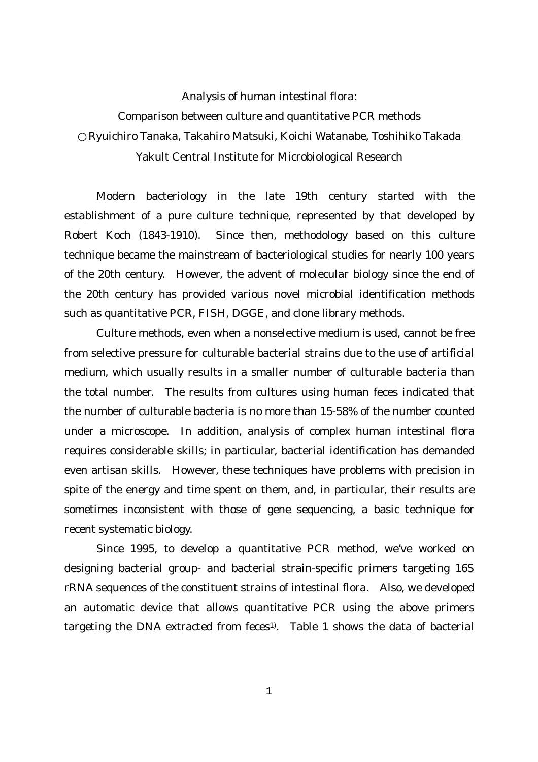Analysis of human intestinal flora:

Comparison between culture and quantitative PCR methods

○Ryuichiro Tanaka, Takahiro Matsuki, Koichi Watanabe, Toshihiko Takada

Yakult Central Institute for Microbiological Research

Modern bacteriology in the late 19th century started with the establishment of a pure culture technique, represented by that developed by Robert Koch (1843-1910). Since then, methodology based on this culture technique became the mainstream of bacteriological studies for nearly 100 years of the 20th century. However, the advent of molecular biology since the end of the 20th century has provided various novel microbial identification methods such as quantitative PCR, FISH, DGGE, and clone library methods.

Culture methods, even when a nonselective medium is used, cannot be free from selective pressure for culturable bacterial strains due to the use of artificial medium, which usually results in a smaller number of culturable bacteria than the total number. The results from cultures using human feces indicated that the number of culturable bacteria is no more than 15-58% of the number counted under a microscope. In addition, analysis of complex human intestinal flora requires considerable skills; in particular, bacterial identification has demanded even artisan skills. However, these techniques have problems with precision in spite of the energy and time spent on them, and, in particular, their results are sometimes inconsistent with those of gene sequencing, a basic technique for recent systematic biology.

Since 1995, to develop a quantitative PCR method, we've worked on designing bacterial group- and bacterial strain-specific primers targeting 16S rRNA sequences of the constituent strains of intestinal flora. Also, we developed an automatic device that allows quantitative PCR using the above primers targeting the DNA extracted from feces[1). Table 1 shows the data of bacterial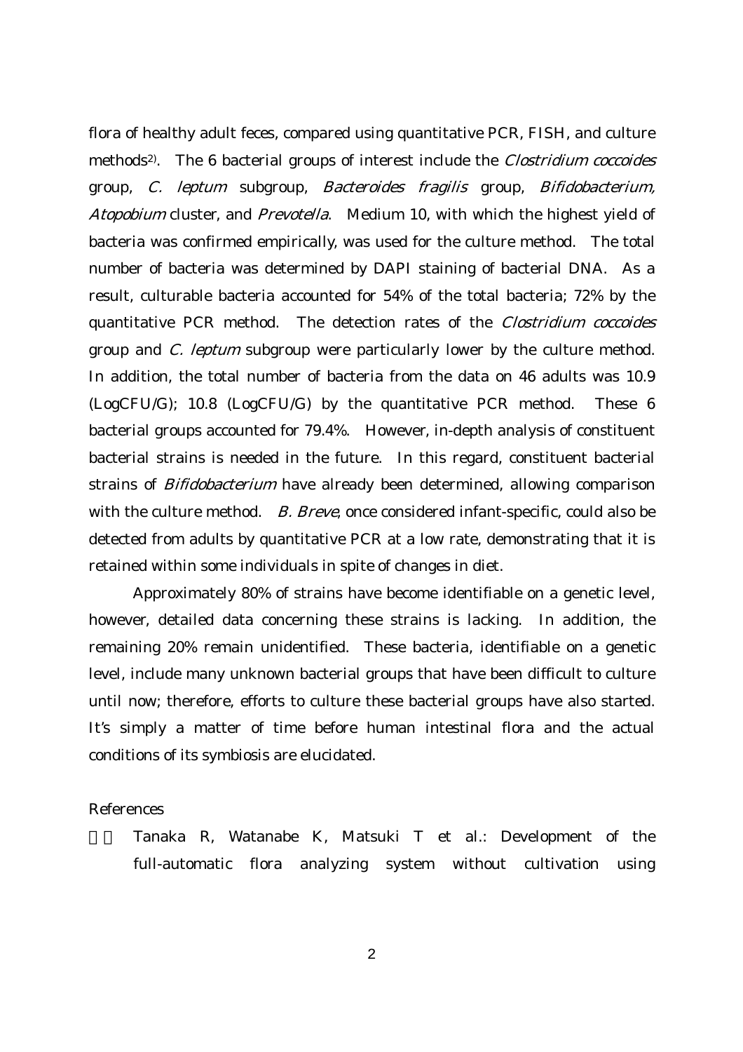flora of healthy adult feces, compared using quantitative PCR, FISH, and culture methods[2]. The 6 bacterial groups of interest include the *Clostridium coccoides* group, *C. leptum* subgroup, *Bacteroides fragilis* group, *Bifidobacterium, Atopobium* cluster, and *Prevotella*. Medium 10, with which the highest yield of bacteria was confirmed empirically, was used for the culture method. The total number of bacteria was determined by DAPI staining of bacterial DNA. As a result, culturable bacteria accounted for 54% of the total bacteria; 72% by the quantitative PCR method. The detection rates of the *Clostridium coccoides* group and *C. leptum* subgroup were particularly lower by the culture method. In addition, the total number of bacteria from the data on 46 adults was 10.9 (LogCFU/G); 10.8 (LogCFU/G) by the quantitative PCR method. These 6 bacterial groups accounted for 79.4%. However, in-depth analysis of constituent bacterial strains is needed in the future. In this regard, constituent bacterial strains of *Bifidobacterium* have already been determined, allowing comparison with the culture method. *B. Breve*, once considered infant-specific, could also be detected from adults by quantitative PCR at a low rate, demonstrating that it is retained within some individuals in spite of changes in diet.

Approximately 80% of strains have become identifiable on a genetic level, however, detailed data concerning these strains is lacking. In addition, the remaining 20% remain unidentified. These bacteria, identifiable on a genetic level, include many unknown bacterial groups that have been difficult to culture until now; therefore, efforts to culture these bacterial groups have also started. It's simply a matter of time before human intestinal flora and the actual conditions of its symbiosis are elucidated.

References

1) Tanaka R, Watanabe K, Matsuki T et al.: Development of the full-automatic flora analyzing system without cultivation using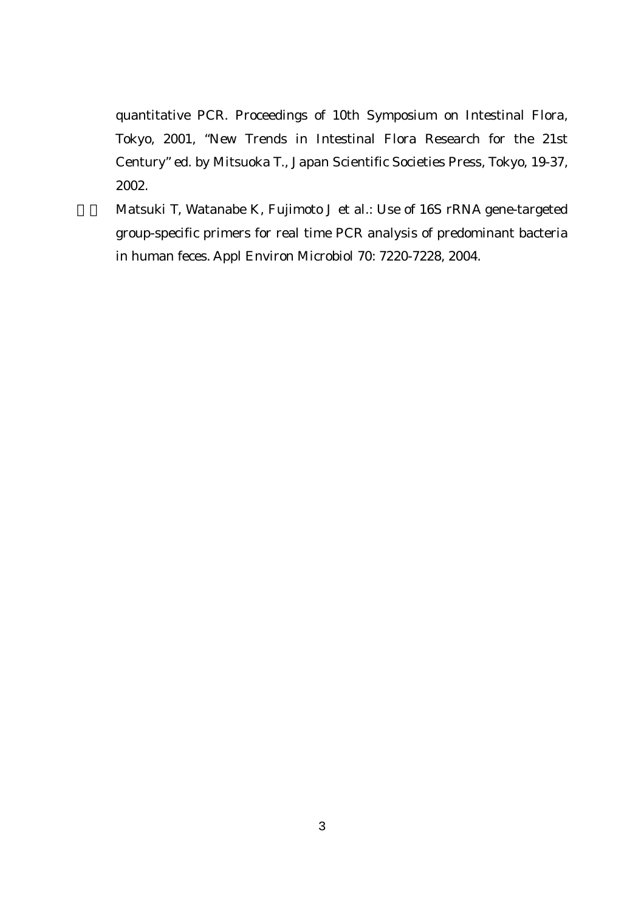quantitative PCR. Proceedings of 10th Symposium on Intestinal Flora, Tokyo, 2001, "New Trends in Intestinal Flora Research for the 21st Century" ed. by Mitsuoka T., Japan Scientific Societies Press, Tokyo, 19-37, 2002.

Matsuki T, Watanabe K, Fujimoto J et al.: Use of 16S rRNA gene-targeted group-specific primers for real time PCR analysis of predominant bacteria in human feces. Appl Environ Microbiol 70: 7220-7228, 2004.